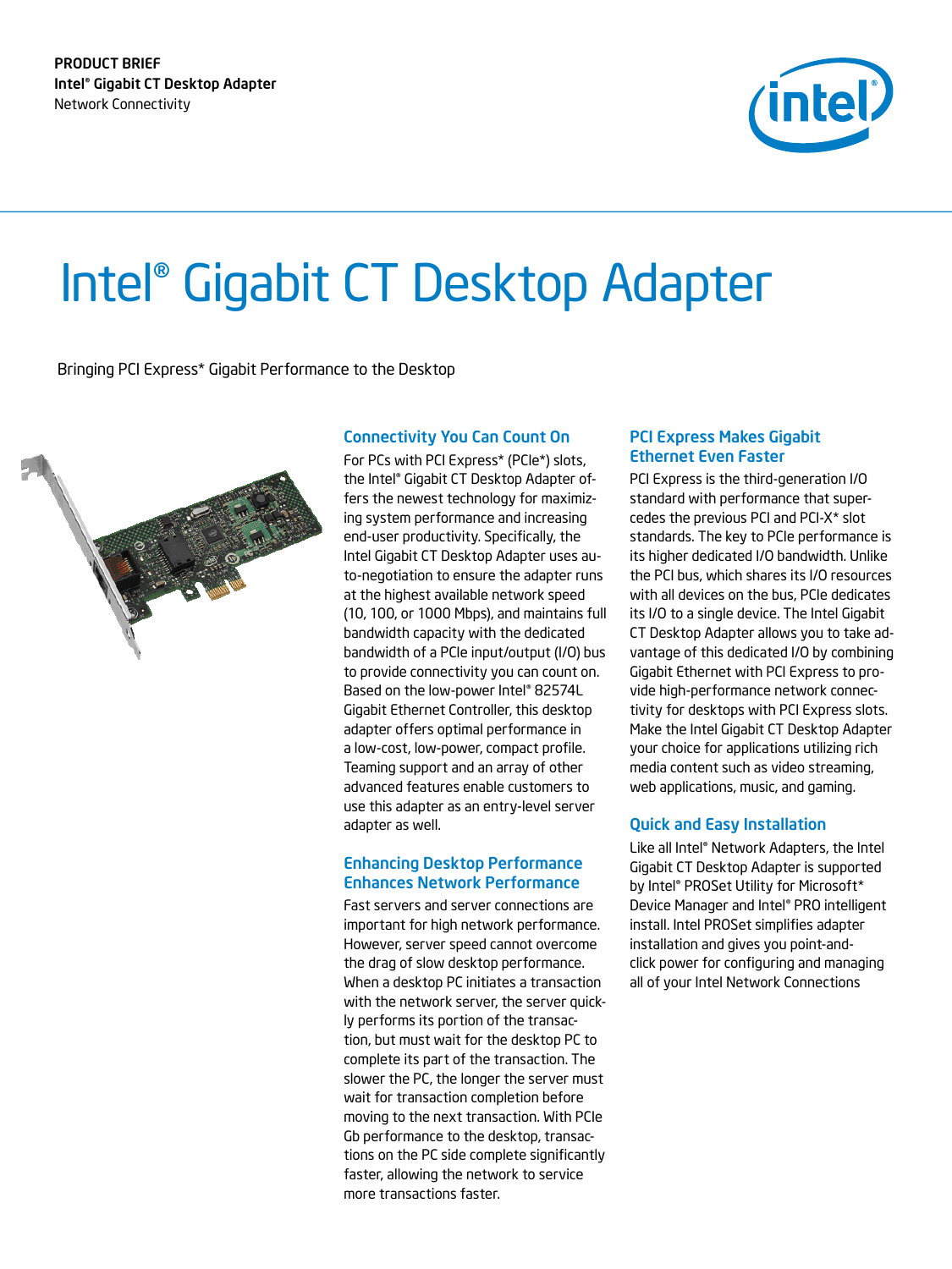PRODUCT BRIEF
**Intel® Gigabit CT Desktop Adapter**
Network Connectivity

# Intel® Gigabit CT Desktop Adapter

Bringing PCI Express* Gigabit Performance to the Desktop

## Connectivity You Can Count On

For PCs with PCI Express* (PCIe*) slots, the Intel® Gigabit CT Desktop Adapter offers the newest technology for maximizing system performance and increasing end-user productivity. Specifically, the Intel Gigabit CT Desktop Adapter uses auto-negotiation to ensure the adapter runs at the highest available network speed (10, 100, or 1000 Mbps), and maintains full bandwidth capacity with the dedicated bandwidth of a PCIe input/output (I/O) bus to provide connectivity you can count on. Based on the low-power Intel® 82574L Gigabit Ethernet Controller, this desktop adapter offers optimal performance in a low-cost, low-power, compact profile. Teaming support and an array of other advanced features enable customers to use this adapter as an entry-level server adapter as well.

## Enhancing Desktop Performance Enhances Network Performance

Fast servers and server connections are important for high network performance. However, server speed cannot overcome the drag of slow desktop performance. When a desktop PC initiates a transaction with the network server, the server quickly performs its portion of the transaction, but must wait for the desktop PC to complete its part of the transaction. The slower the PC, the longer the server must wait for transaction completion before moving to the next transaction. With PCIe Gb performance to the desktop, transactions on the PC side complete significantly faster, allowing the network to service more transactions faster.

## PCI Express Makes Gigabit Ethernet Even Faster

PCI Express is the third-generation I/O standard with performance that supercedes the previous PCI and PCI-X* slot standards. The key to PCIe performance is its higher dedicated I/O bandwidth. Unlike the PCI bus, which shares its I/O resources with all devices on the bus, PCIe dedicates its I/O to a single device. The Intel Gigabit CT Desktop Adapter allows you to take advantage of this dedicated I/O by combining Gigabit Ethernet with PCI Express to provide high-performance network connectivity for desktops with PCI Express slots. Make the Intel Gigabit CT Desktop Adapter your choice for applications utilizing rich media content such as video streaming, web applications, music, and gaming.

## Quick and Easy Installation

Like all Intel® Network Adapters, the Intel Gigabit CT Desktop Adapter is supported by Intel® PROSet Utility for Microsoft* Device Manager and Intel® PRO intelligent install. Intel PROSet simplifies adapter installation and gives you point-and-click power for configuring and managing all of your Intel Network Connections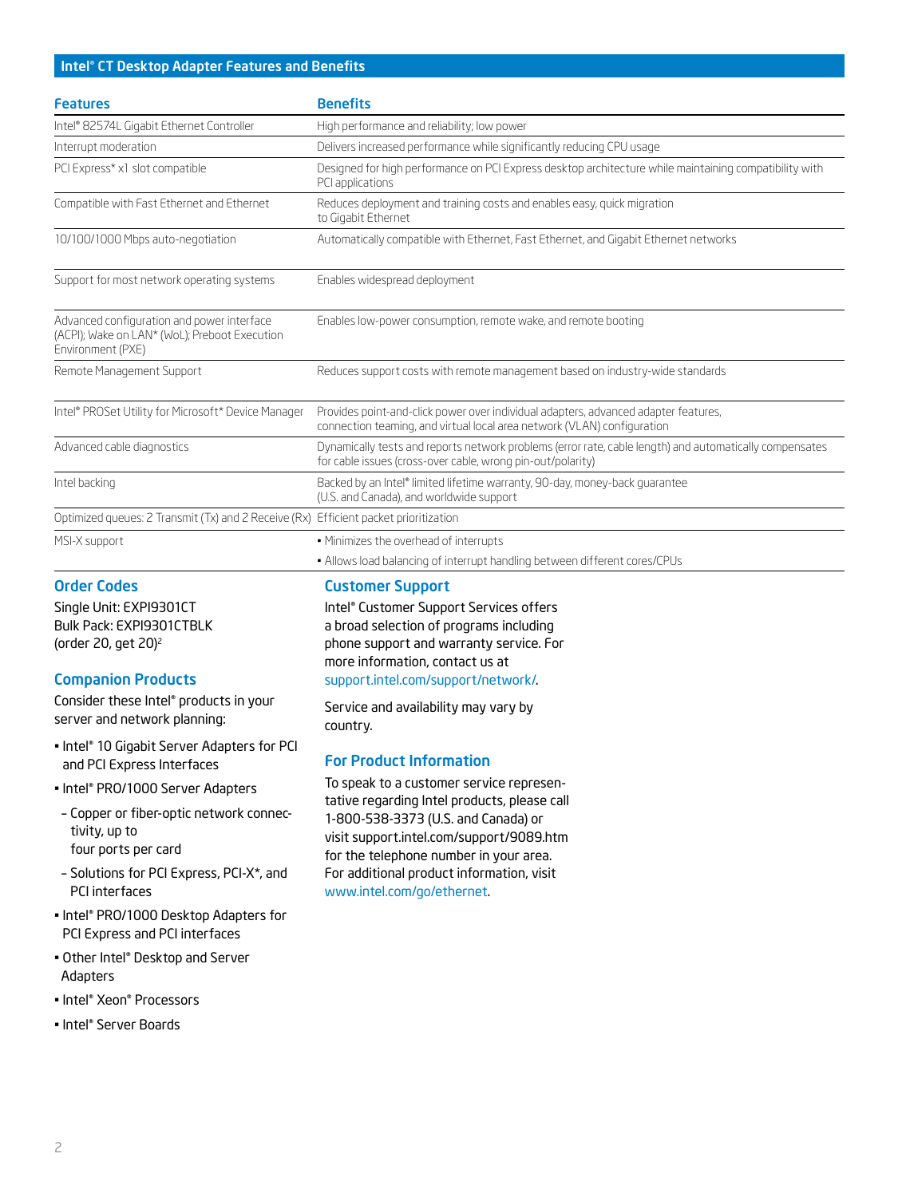## Intel® CT Desktop Adapter Features and Benefits

| Features | Benefits |
|---|---|
| Intel® 82574L Gigabit Ethernet Controller | High performance and reliability; low power |
| Interrupt moderation | Delivers increased performance while significantly reducing CPU usage |
| PCI Express* x1 slot compatible | Designed for high performance on PCI Express desktop architecture while maintaining compatibility with PCI applications |
| Compatible with Fast Ethernet and Ethernet | Reduces deployment and training costs and enables easy, quick migration to Gigabit Ethernet |
| 10/100/1000 Mbps auto-negotiation | Automatically compatible with Ethernet, Fast Ethernet, and Gigabit Ethernet networks |
| Support for most network operating systems | Enables widespread deployment |
| Advanced configuration and power interface (ACPI); Wake on LAN* (WoL); Preboot Execution Environment (PXE) | Enables low-power consumption, remote wake, and remote booting |
| Remote Management Support | Reduces support costs with remote management based on industry-wide standards |
| Intel® PROSet Utility for Microsoft* Device Manager | Provides point-and-click power over individual adapters, advanced adapter features, connection teaming, and virtual local area network (VLAN) configuration |
| Advanced cable diagnostics | Dynamically tests and reports network problems (error rate, cable length) and automatically compensates for cable issues (cross-over cable, wrong pin-out/polarity) |
| Intel backing | Backed by an Intel® limited lifetime warranty, 90-day, money-back guarantee (U.S. and Canada), and worldwide support |
| Optimized queues: 2 Transmit (Tx) and 2 Receive (Rx) | Efficient packet prioritization |
| MSI-X support | • Minimizes the overhead of interrupts<br>• Allows load balancing of interrupt handling between different cores/CPUs |

### Order Codes

Single Unit: EXPI9301CT
Bulk Pack: EXPI9301CTBLK
(order 20, get 20)[2]

### Companion Products

Consider these Intel® products in your server and network planning:

- Intel® 10 Gigabit Server Adapters for PCI and PCI Express Interfaces
- Intel® PRO/1000 Server Adapters
  - Copper or fiber-optic network connectivity, up to four ports per card
  - Solutions for PCI Express, PCI-X*, and PCI interfaces
- Intel® PRO/1000 Desktop Adapters for PCI Express and PCI interfaces
- Other Intel® Desktop and Server Adapters
- Intel® Xeon® Processors
- Intel® Server Boards

### Customer Support

Intel® Customer Support Services offers a broad selection of programs including phone support and warranty service. For more information, contact us at support.intel.com/support/network/.

Service and availability may vary by country.

### For Product Information

To speak to a customer service representative regarding Intel products, please call 1-800-538-3373 (U.S. and Canada) or visit support.intel.com/support/9089.htm for the telephone number in your area. For additional product information, visit www.intel.com/go/ethernet.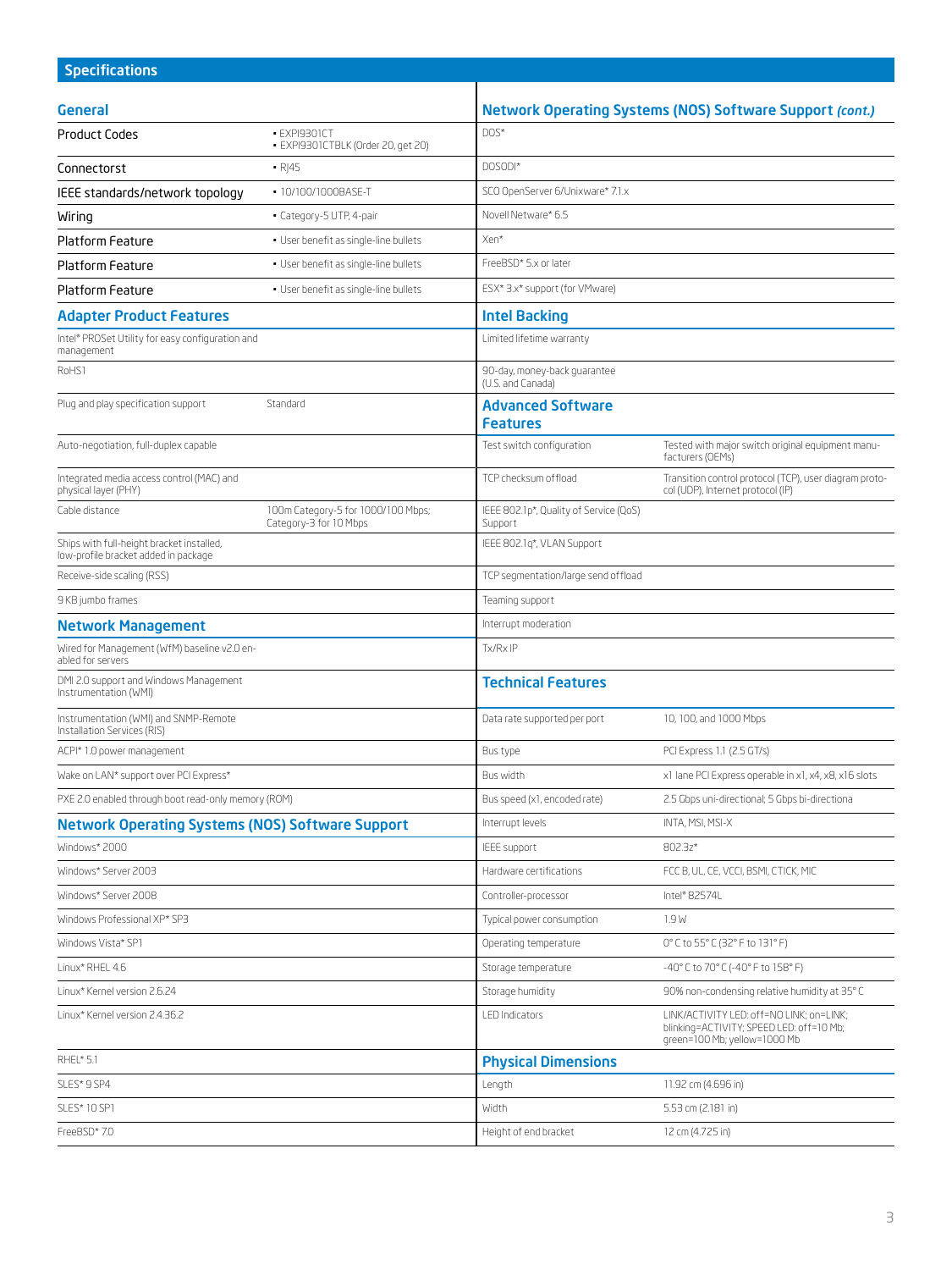## Specifications

### General

| | |
|---|---|
| Product Codes | • EXPI9301CT<br>• EXPI9301CTBLK (Order 20, get 20) |
| Connectorst | • RJ45 |
| IEEE standards/network topology | • 10/100/1000BASE-T |
| Wiring | • Category-5 UTP, 4-pair |
| Platform Feature | • User benefit as single-line bullets |
| Platform Feature | • User benefit as single-line bullets |
| Platform Feature | • User benefit as single-line bullets |

### Adapter Product Features

| | |
|---|---|
| Intel® PROSet Utility for easy configuration and management | |
| RoHS1 | |
| Plug and play specification support | Standard |
| Auto-negotiation, full-duplex capable | |
| Integrated media access control (MAC) and physical layer (PHY) | |
| Cable distance | 100m Category-5 for 1000/100 Mbps; Category-3 for 10 Mbps |
| Ships with full-height bracket installed, low-profile bracket added in package | |
| Receive-side scaling (RSS) | |
| 9 KB jumbo frames | |

### Network Management

- Wired for Management (WfM) baseline v2.0 enabled for servers
- DMI 2.0 support and Windows Management Instrumentation (WMI)
- Instrumentation (WMI) and SNMP-Remote Installation Services (RIS)
- ACPI* 1.0 power management
- Wake on LAN* support over PCI Express*
- PXE 2.0 enabled through boot read-only memory (ROM)

### Network Operating Systems (NOS) Software Support

- Windows* 2000
- Windows* Server 2003
- Windows* Server 2008
- Windows Professional XP* SP3
- Windows Vista* SP1
- Linux* RHEL 4.6
- Linux* Kernel version 2.6.24
- Linux* Kernel version 2.4.36.2
- RHEL* 5.1
- SLES* 9 SP4
- SLES* 10 SP1
- FreeBSD* 7.0

### Network Operating Systems (NOS) Software Support *(cont.)*

- DOS*
- DOSODI*
- SCO OpenServer 6/Unixware* 7.1.x
- Novell Netware* 6.5
- Xen*
- FreeBSD* 5.x or later
- ESX* 3.x* support (for VMware)

### Intel Backing

- Limited lifetime warranty
- 90-day, money-back guarantee (U.S. and Canada)

### Advanced Software Features

| | |
|---|---|
| Test switch configuration | Tested with major switch original equipment manufacturers (OEMs) |
| TCP checksum offload | Transition control protocol (TCP), user diagram protocol (UDP), Internet protocol (IP) |
| IEEE 802.1p*, Quality of Service (QoS) Support | |
| IEEE 802.1q*, VLAN Support | |
| TCP segmentation/large send offload | |
| Teaming support | |
| Interrupt moderation | |
| Tx/Rx IP | |

### Technical Features

| | |
|---|---|
| Data rate supported per port | 10, 100, and 1000 Mbps |
| Bus type | PCI Express 1.1 (2.5 GT/s) |
| Bus width | x1 lane PCI Express operable in x1, x4, x8, x16 slots |
| Bus speed (x1, encoded rate) | 2.5 Gbps uni-directional; 5 Gbps bi-directiona |
| Interrupt levels | INTA, MSI, MSI-X |
| IEEE support | 802.3z* |
| Hardware certifications | FCC B, UL, CE, VCCI, BSMI, CTICK, MIC |
| Controller-processor | Intel® 82574L |
| Typical power consumption | 1.9 W |
| Operating temperature | 0° C to 55° C (32° F to 131° F) |
| Storage temperature | -40° C to 70° C (-40° F to 158° F) |
| Storage humidity | 90% non-condensing relative humidity at 35° C |
| LED Indicators | LINK/ACTIVITY LED: off=NO LINK; on=LINK; blinking=ACTIVITY; SPEED LED: off=10 Mb; green=100 Mb; yellow=1000 Mb |

### Physical Dimensions

| | |
|---|---|
| Length | 11.92 cm (4.696 in) |
| Width | 5.53 cm (2.181 in) |
| Height of end bracket | 12 cm (4.725 in) |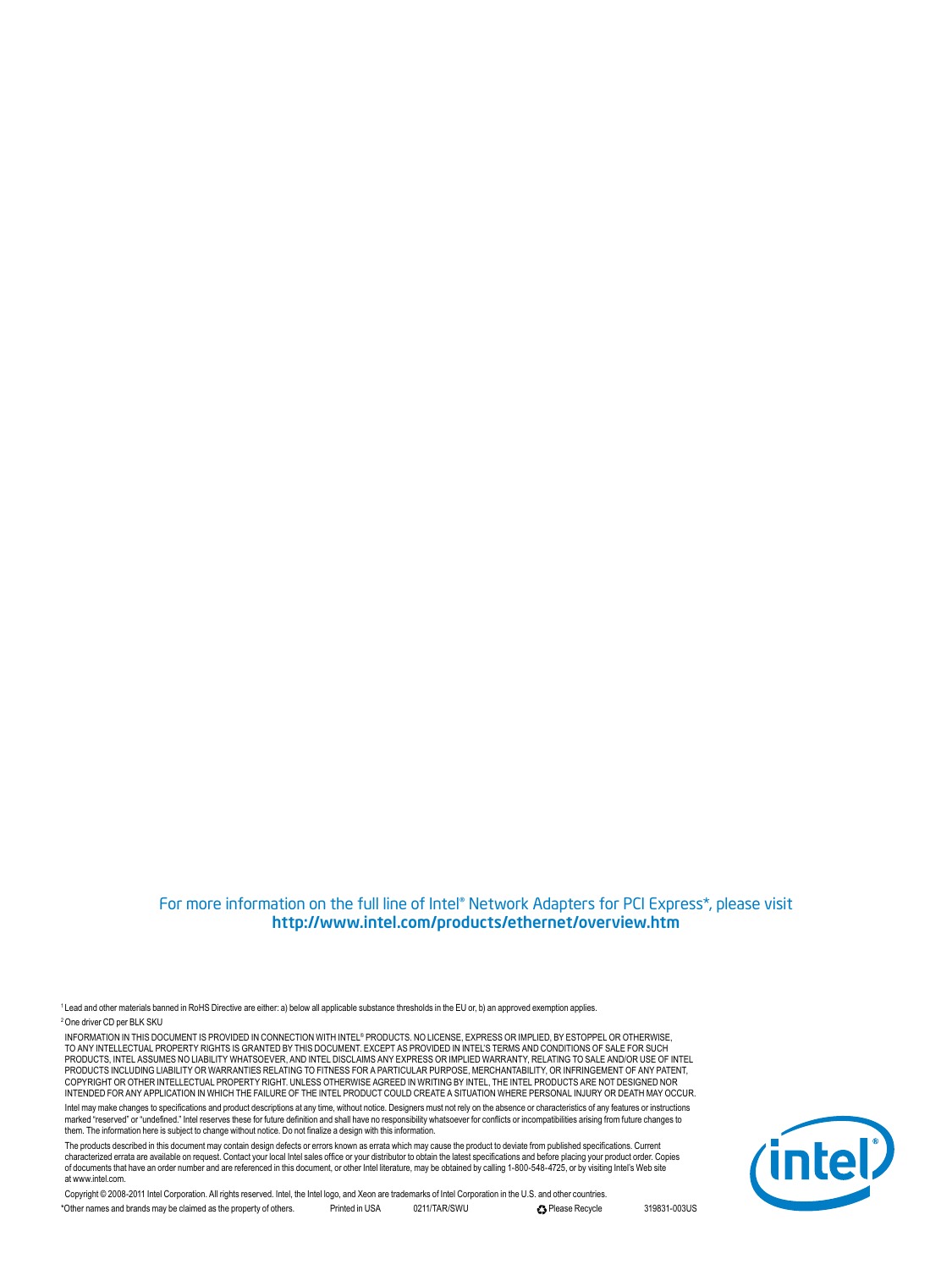For more information on the full line of Intel® Network Adapters for PCI Express*, please visit
**http://www.intel.com/products/ethernet/overview.htm**

[1] Lead and other materials banned in RoHS Directive are either: a) below all applicable substance thresholds in the EU or, b) an approved exemption applies.

[2] One driver CD per BLK SKU

INFORMATION IN THIS DOCUMENT IS PROVIDED IN CONNECTION WITH INTEL® PRODUCTS. NO LICENSE, EXPRESS OR IMPLIED, BY ESTOPPEL OR OTHERWISE, TO ANY INTELLECTUAL PROPERTY RIGHTS IS GRANTED BY THIS DOCUMENT. EXCEPT AS PROVIDED IN INTEL'S TERMS AND CONDITIONS OF SALE FOR SUCH PRODUCTS, INTEL ASSUMES NO LIABILITY WHATSOEVER, AND INTEL DISCLAIMS ANY EXPRESS OR IMPLIED WARRANTY, RELATING TO SALE AND/OR USE OF INTEL PRODUCTS INCLUDING LIABILITY OR WARRANTIES RELATING TO FITNESS FOR A PARTICULAR PURPOSE, MERCHANTABILITY, OR INFRINGEMENT OF ANY PATENT, COPYRIGHT OR OTHER INTELLECTUAL PROPERTY RIGHT. UNLESS OTHERWISE AGREED IN WRITING BY INTEL, THE INTEL PRODUCTS ARE NOT DESIGNED NOR INTENDED FOR ANY APPLICATION IN WHICH THE FAILURE OF THE INTEL PRODUCT COULD CREATE A SITUATION WHERE PERSONAL INJURY OR DEATH MAY OCCUR.

Intel may make changes to specifications and product descriptions at any time, without notice. Designers must not rely on the absence or characteristics of any features or instructions marked "reserved" or "undefined." Intel reserves these for future definition and shall have no responsibility whatsoever for conflicts or incompatibilities arising from future changes to them. The information here is subject to change without notice. Do not finalize a design with this information.

The products described in this document may contain design defects or errors known as errata which may cause the product to deviate from published specifications. Current characterized errata are available on request. Contact your local Intel sales office or your distributor to obtain the latest specifications and before placing your product order. Copies of documents that have an order number and are referenced in this document, or other Intel literature, may be obtained by calling 1-800-548-4725, or by visiting Intel's Web site at www.intel.com.

Copyright © 2008-2011 Intel Corporation. All rights reserved. Intel, the Intel logo, and Xeon are trademarks of Intel Corporation in the U.S. and other countries.

*Other names and brands may be claimed as the property of others. Printed in USA 0211/TAR/SWU Please Recycle 319831-003US